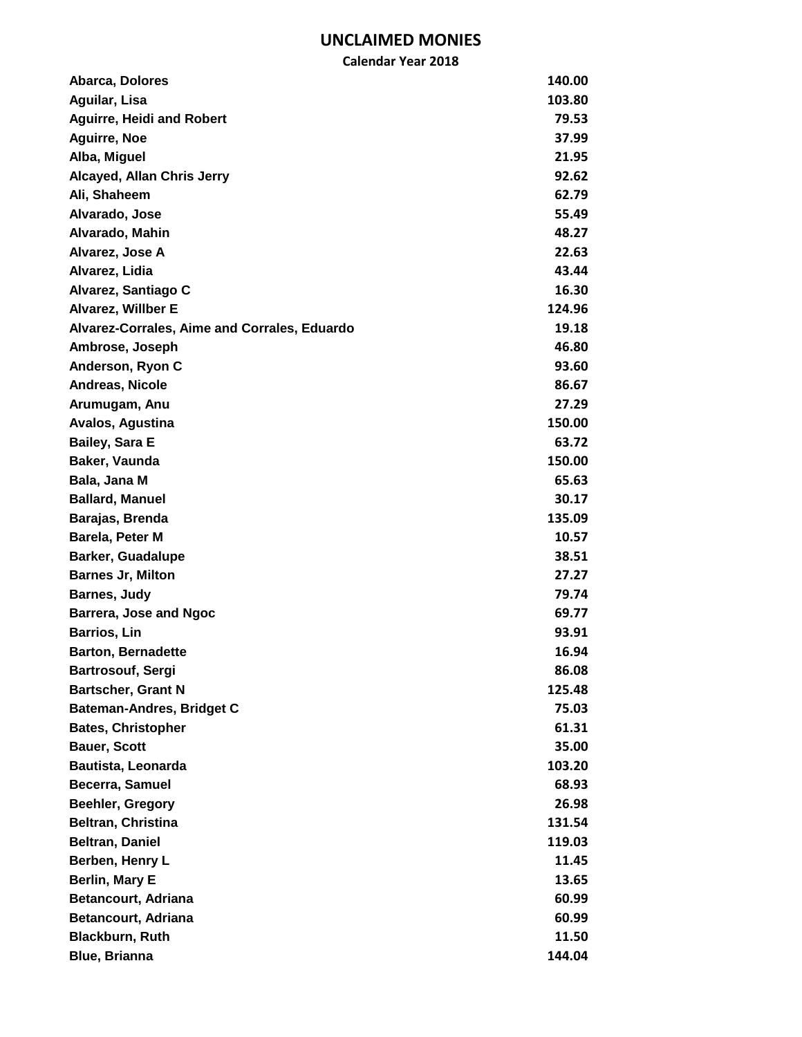# UNCLAIMED MONIES

## Calendar Year 2018

| Name | Amount |
|---|---|
| Abarca, Dolores | 140.00 |
| Aguilar, Lisa | 103.80 |
| Aguirre, Heidi and Robert | 79.53 |
| Aguirre, Noe | 37.99 |
| Alba, Miguel | 21.95 |
| Alcayed, Allan Chris Jerry | 92.62 |
| Ali, Shaheem | 62.79 |
| Alvarado, Jose | 55.49 |
| Alvarado, Mahin | 48.27 |
| Alvarez, Jose A | 22.63 |
| Alvarez, Lidia | 43.44 |
| Alvarez, Santiago C | 16.30 |
| Alvarez, Willber E | 124.96 |
| Alvarez-Corrales, Aime and Corrales, Eduardo | 19.18 |
| Ambrose, Joseph | 46.80 |
| Anderson, Ryon C | 93.60 |
| Andreas, Nicole | 86.67 |
| Arumugam, Anu | 27.29 |
| Avalos, Agustina | 150.00 |
| Bailey, Sara E | 63.72 |
| Baker, Vaunda | 150.00 |
| Bala, Jana M | 65.63 |
| Ballard, Manuel | 30.17 |
| Barajas, Brenda | 135.09 |
| Barela, Peter M | 10.57 |
| Barker, Guadalupe | 38.51 |
| Barnes Jr, Milton | 27.27 |
| Barnes, Judy | 79.74 |
| Barrera, Jose and Ngoc | 69.77 |
| Barrios, Lin | 93.91 |
| Barton, Bernadette | 16.94 |
| Bartrosouf, Sergi | 86.08 |
| Bartscher, Grant N | 125.48 |
| Bateman-Andres, Bridget C | 75.03 |
| Bates, Christopher | 61.31 |
| Bauer, Scott | 35.00 |
| Bautista, Leonarda | 103.20 |
| Becerra, Samuel | 68.93 |
| Beehler, Gregory | 26.98 |
| Beltran, Christina | 131.54 |
| Beltran, Daniel | 119.03 |
| Berben, Henry L | 11.45 |
| Berlin, Mary E | 13.65 |
| Betancourt, Adriana | 60.99 |
| Betancourt, Adriana | 60.99 |
| Blackburn, Ruth | 11.50 |
| Blue, Brianna | 144.04 |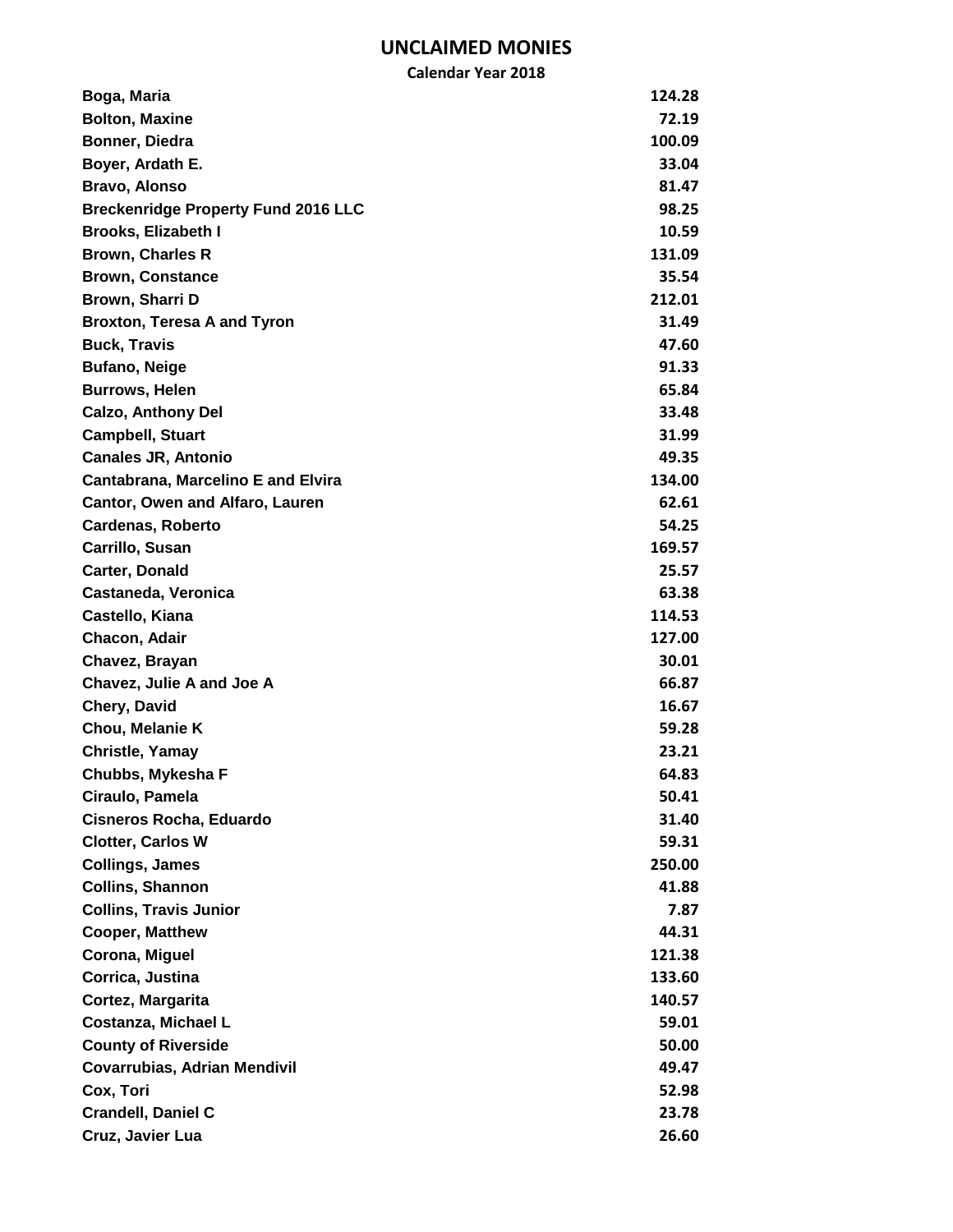# UNCLAIMED MONIES

**Calendar Year 2018**

| Name | Amount |
|---|---|
| Boga, Maria | 124.28 |
| Bolton, Maxine | 72.19 |
| Bonner, Diedra | 100.09 |
| Boyer, Ardath E. | 33.04 |
| Bravo, Alonso | 81.47 |
| Breckenridge Property Fund 2016 LLC | 98.25 |
| Brooks, Elizabeth I | 10.59 |
| Brown, Charles R | 131.09 |
| Brown, Constance | 35.54 |
| Brown, Sharri D | 212.01 |
| Broxton, Teresa A and Tyron | 31.49 |
| Buck, Travis | 47.60 |
| Bufano, Neige | 91.33 |
| Burrows, Helen | 65.84 |
| Calzo, Anthony Del | 33.48 |
| Campbell, Stuart | 31.99 |
| Canales JR, Antonio | 49.35 |
| Cantabrana, Marcelino E and Elvira | 134.00 |
| Cantor, Owen and Alfaro, Lauren | 62.61 |
| Cardenas, Roberto | 54.25 |
| Carrillo, Susan | 169.57 |
| Carter, Donald | 25.57 |
| Castaneda, Veronica | 63.38 |
| Castello, Kiana | 114.53 |
| Chacon, Adair | 127.00 |
| Chavez, Brayan | 30.01 |
| Chavez, Julie A and Joe A | 66.87 |
| Chery, David | 16.67 |
| Chou, Melanie K | 59.28 |
| Christle, Yamay | 23.21 |
| Chubbs, Mykesha F | 64.83 |
| Ciraulo, Pamela | 50.41 |
| Cisneros Rocha, Eduardo | 31.40 |
| Clotter, Carlos W | 59.31 |
| Collings, James | 250.00 |
| Collins, Shannon | 41.88 |
| Collins, Travis Junior | 7.87 |
| Cooper, Matthew | 44.31 |
| Corona, Miguel | 121.38 |
| Corrica, Justina | 133.60 |
| Cortez, Margarita | 140.57 |
| Costanza, Michael L | 59.01 |
| County of Riverside | 50.00 |
| Covarrubias, Adrian Mendivil | 49.47 |
| Cox, Tori | 52.98 |
| Crandell, Daniel C | 23.78 |
| Cruz, Javier Lua | 26.60 |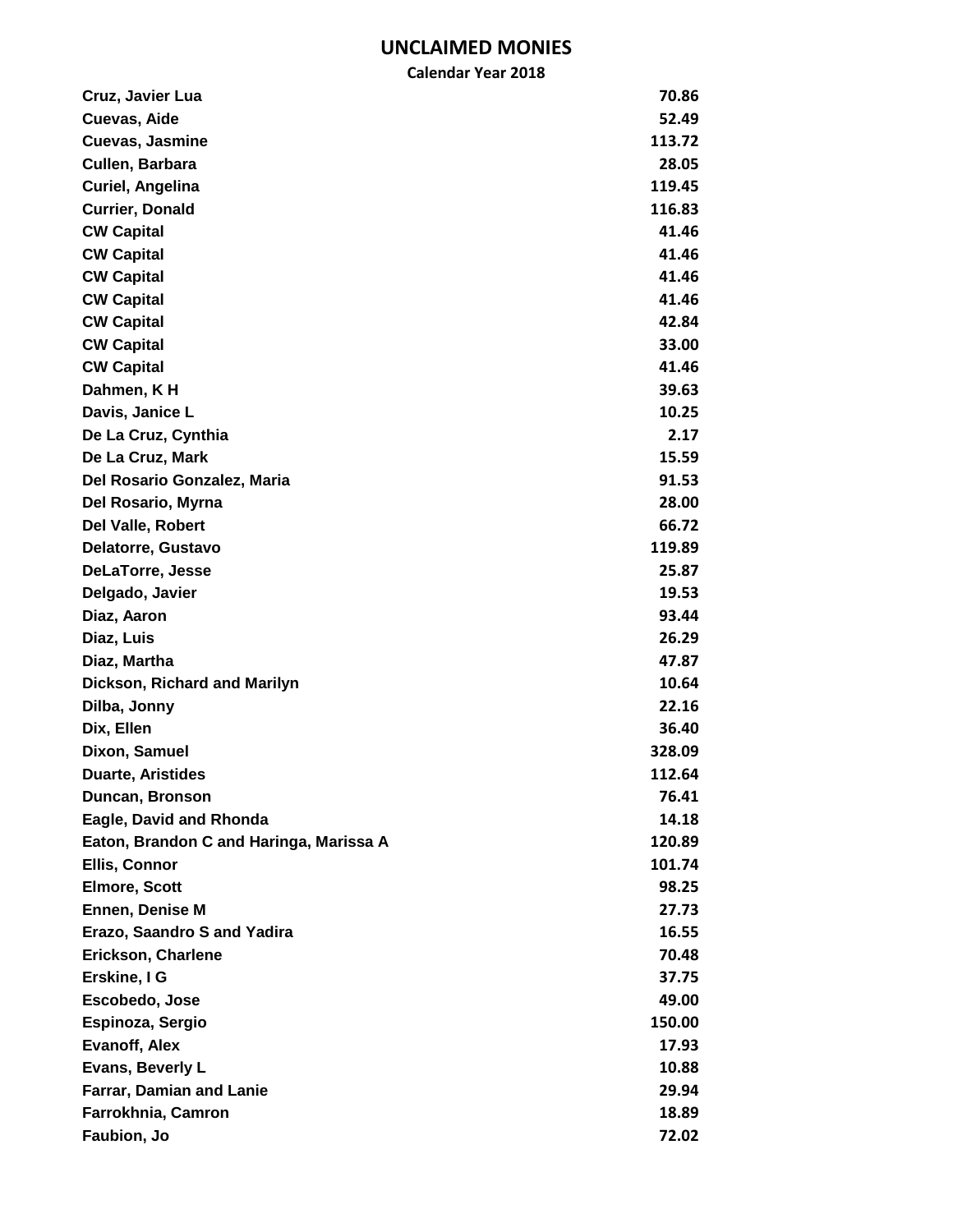# UNCLAIMED MONIES

## Calendar Year 2018

| Name | Amount |
| --- | --- |
| Cruz, Javier Lua | 70.86 |
| Cuevas, Aide | 52.49 |
| Cuevas, Jasmine | 113.72 |
| Cullen, Barbara | 28.05 |
| Curiel, Angelina | 119.45 |
| Currier, Donald | 116.83 |
| CW Capital | 41.46 |
| CW Capital | 41.46 |
| CW Capital | 41.46 |
| CW Capital | 41.46 |
| CW Capital | 42.84 |
| CW Capital | 33.00 |
| CW Capital | 41.46 |
| Dahmen, K H | 39.63 |
| Davis, Janice L | 10.25 |
| De La Cruz, Cynthia | 2.17 |
| De La Cruz, Mark | 15.59 |
| Del Rosario Gonzalez, Maria | 91.53 |
| Del Rosario, Myrna | 28.00 |
| Del Valle, Robert | 66.72 |
| Delatorre, Gustavo | 119.89 |
| DeLaTorre, Jesse | 25.87 |
| Delgado, Javier | 19.53 |
| Diaz, Aaron | 93.44 |
| Diaz, Luis | 26.29 |
| Diaz, Martha | 47.87 |
| Dickson, Richard and Marilyn | 10.64 |
| Dilba, Jonny | 22.16 |
| Dix, Ellen | 36.40 |
| Dixon, Samuel | 328.09 |
| Duarte, Aristides | 112.64 |
| Duncan, Bronson | 76.41 |
| Eagle, David and Rhonda | 14.18 |
| Eaton, Brandon C and Haringa, Marissa A | 120.89 |
| Ellis, Connor | 101.74 |
| Elmore, Scott | 98.25 |
| Ennen, Denise M | 27.73 |
| Erazo, Saandro S and Yadira | 16.55 |
| Erickson, Charlene | 70.48 |
| Erskine, I G | 37.75 |
| Escobedo, Jose | 49.00 |
| Espinoza, Sergio | 150.00 |
| Evanoff, Alex | 17.93 |
| Evans, Beverly L | 10.88 |
| Farrar, Damian and Lanie | 29.94 |
| Farrokhnia, Camron | 18.89 |
| Faubion, Jo | 72.02 |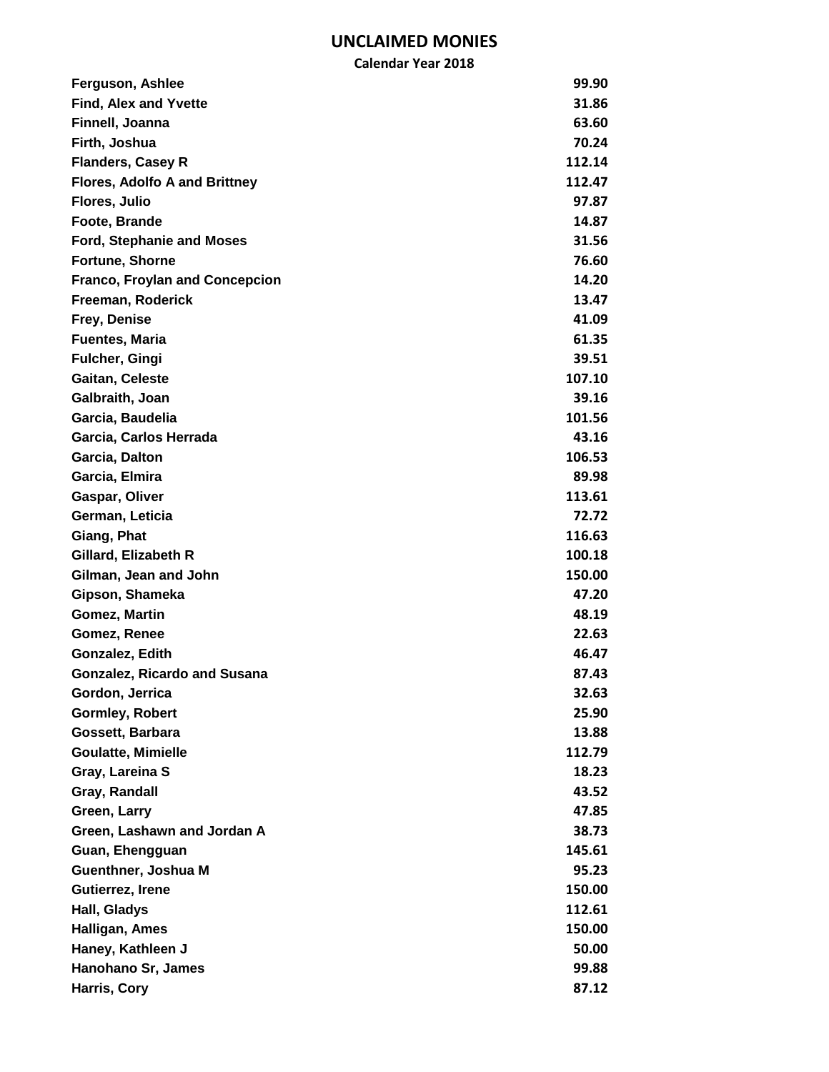# UNCLAIMED MONIES

**Calendar Year 2018**

| Name | Amount |
|---|---|
| Ferguson, Ashlee | 99.90 |
| Find, Alex and Yvette | 31.86 |
| Finnell, Joanna | 63.60 |
| Firth, Joshua | 70.24 |
| Flanders, Casey R | 112.14 |
| Flores, Adolfo A and Brittney | 112.47 |
| Flores, Julio | 97.87 |
| Foote, Brande | 14.87 |
| Ford, Stephanie and Moses | 31.56 |
| Fortune, Shorne | 76.60 |
| Franco, Froylan and Concepcion | 14.20 |
| Freeman, Roderick | 13.47 |
| Frey, Denise | 41.09 |
| Fuentes, Maria | 61.35 |
| Fulcher, Gingi | 39.51 |
| Gaitan, Celeste | 107.10 |
| Galbraith, Joan | 39.16 |
| Garcia, Baudelia | 101.56 |
| Garcia, Carlos Herrada | 43.16 |
| Garcia, Dalton | 106.53 |
| Garcia, Elmira | 89.98 |
| Gaspar, Oliver | 113.61 |
| German, Leticia | 72.72 |
| Giang, Phat | 116.63 |
| Gillard, Elizabeth R | 100.18 |
| Gilman, Jean and John | 150.00 |
| Gipson, Shameka | 47.20 |
| Gomez, Martin | 48.19 |
| Gomez, Renee | 22.63 |
| Gonzalez, Edith | 46.47 |
| Gonzalez, Ricardo and Susana | 87.43 |
| Gordon, Jerrica | 32.63 |
| Gormley, Robert | 25.90 |
| Gossett, Barbara | 13.88 |
| Goulatte, Mimielle | 112.79 |
| Gray, Lareina S | 18.23 |
| Gray, Randall | 43.52 |
| Green, Larry | 47.85 |
| Green, Lashawn and Jordan A | 38.73 |
| Guan, Ehengguan | 145.61 |
| Guenthner, Joshua M | 95.23 |
| Gutierrez, Irene | 150.00 |
| Hall, Gladys | 112.61 |
| Halligan, Ames | 150.00 |
| Haney, Kathleen J | 50.00 |
| Hanohano Sr, James | 99.88 |
| Harris, Cory | 87.12 |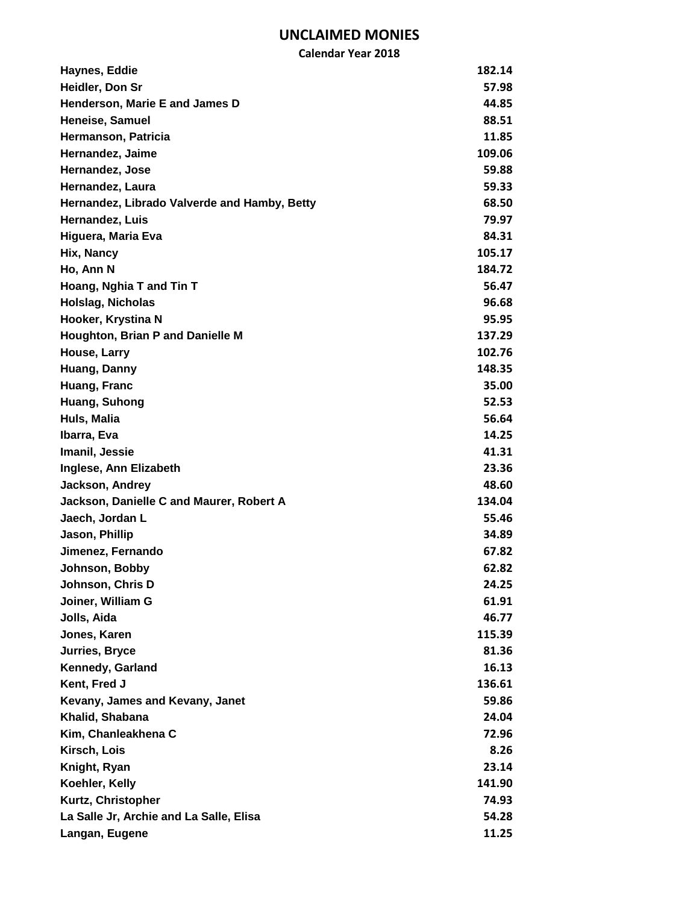# UNCLAIMED MONIES

**Calendar Year 2018**

| Name | Amount |
|---|---|
| Haynes, Eddie | 182.14 |
| Heidler, Don Sr | 57.98 |
| Henderson, Marie E and James D | 44.85 |
| Heneise, Samuel | 88.51 |
| Hermanson, Patricia | 11.85 |
| Hernandez, Jaime | 109.06 |
| Hernandez, Jose | 59.88 |
| Hernandez, Laura | 59.33 |
| Hernandez, Librado Valverde and Hamby, Betty | 68.50 |
| Hernandez, Luis | 79.97 |
| Higuera, Maria Eva | 84.31 |
| Hix, Nancy | 105.17 |
| Ho, Ann N | 184.72 |
| Hoang, Nghia T and Tin T | 56.47 |
| Holslag, Nicholas | 96.68 |
| Hooker, Krystina N | 95.95 |
| Houghton, Brian P and Danielle M | 137.29 |
| House, Larry | 102.76 |
| Huang, Danny | 148.35 |
| Huang, Franc | 35.00 |
| Huang, Suhong | 52.53 |
| Huls, Malia | 56.64 |
| Ibarra, Eva | 14.25 |
| Imanil, Jessie | 41.31 |
| Inglese, Ann Elizabeth | 23.36 |
| Jackson, Andrey | 48.60 |
| Jackson, Danielle C and Maurer, Robert A | 134.04 |
| Jaech, Jordan L | 55.46 |
| Jason, Phillip | 34.89 |
| Jimenez, Fernando | 67.82 |
| Johnson, Bobby | 62.82 |
| Johnson, Chris D | 24.25 |
| Joiner, William G | 61.91 |
| Jolls, Aida | 46.77 |
| Jones, Karen | 115.39 |
| Jurries, Bryce | 81.36 |
| Kennedy, Garland | 16.13 |
| Kent, Fred J | 136.61 |
| Kevany, James and Kevany, Janet | 59.86 |
| Khalid, Shabana | 24.04 |
| Kim, Chanleakhena C | 72.96 |
| Kirsch, Lois | 8.26 |
| Knight, Ryan | 23.14 |
| Koehler, Kelly | 141.90 |
| Kurtz, Christopher | 74.93 |
| La Salle Jr, Archie and La Salle, Elisa | 54.28 |
| Langan, Eugene | 11.25 |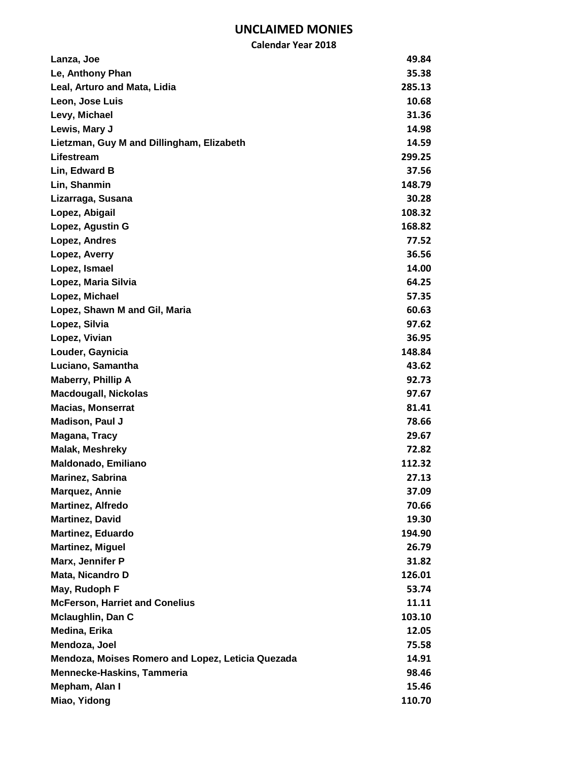# UNCLAIMED MONIES

**Calendar Year 2018**

| Name | Amount |
|---|---|
| Lanza, Joe | 49.84 |
| Le, Anthony Phan | 35.38 |
| Leal, Arturo and Mata, Lidia | 285.13 |
| Leon, Jose Luis | 10.68 |
| Levy, Michael | 31.36 |
| Lewis, Mary J | 14.98 |
| Lietzman, Guy M and Dillingham, Elizabeth | 14.59 |
| Lifestream | 299.25 |
| Lin, Edward B | 37.56 |
| Lin, Shanmin | 148.79 |
| Lizarraga, Susana | 30.28 |
| Lopez, Abigail | 108.32 |
| Lopez, Agustin G | 168.82 |
| Lopez, Andres | 77.52 |
| Lopez, Averry | 36.56 |
| Lopez, Ismael | 14.00 |
| Lopez, Maria Silvia | 64.25 |
| Lopez, Michael | 57.35 |
| Lopez, Shawn M and Gil, Maria | 60.63 |
| Lopez, Silvia | 97.62 |
| Lopez, Vivian | 36.95 |
| Louder, Gaynicia | 148.84 |
| Luciano, Samantha | 43.62 |
| Maberry, Phillip A | 92.73 |
| Macdougall, Nickolas | 97.67 |
| Macias, Monserrat | 81.41 |
| Madison, Paul J | 78.66 |
| Magana, Tracy | 29.67 |
| Malak, Meshreky | 72.82 |
| Maldonado, Emiliano | 112.32 |
| Marinez, Sabrina | 27.13 |
| Marquez, Annie | 37.09 |
| Martinez, Alfredo | 70.66 |
| Martinez, David | 19.30 |
| Martinez, Eduardo | 194.90 |
| Martinez, Miguel | 26.79 |
| Marx, Jennifer P | 31.82 |
| Mata, Nicandro D | 126.01 |
| May, Rudoph F | 53.74 |
| McFerson, Harriet and Conelius | 11.11 |
| Mclaughlin, Dan C | 103.10 |
| Medina, Erika | 12.05 |
| Mendoza, Joel | 75.58 |
| Mendoza, Moises Romero and Lopez, Leticia Quezada | 14.91 |
| Mennecke-Haskins, Tammeria | 98.46 |
| Mepham, Alan I | 15.46 |
| Miao, Yidong | 110.70 |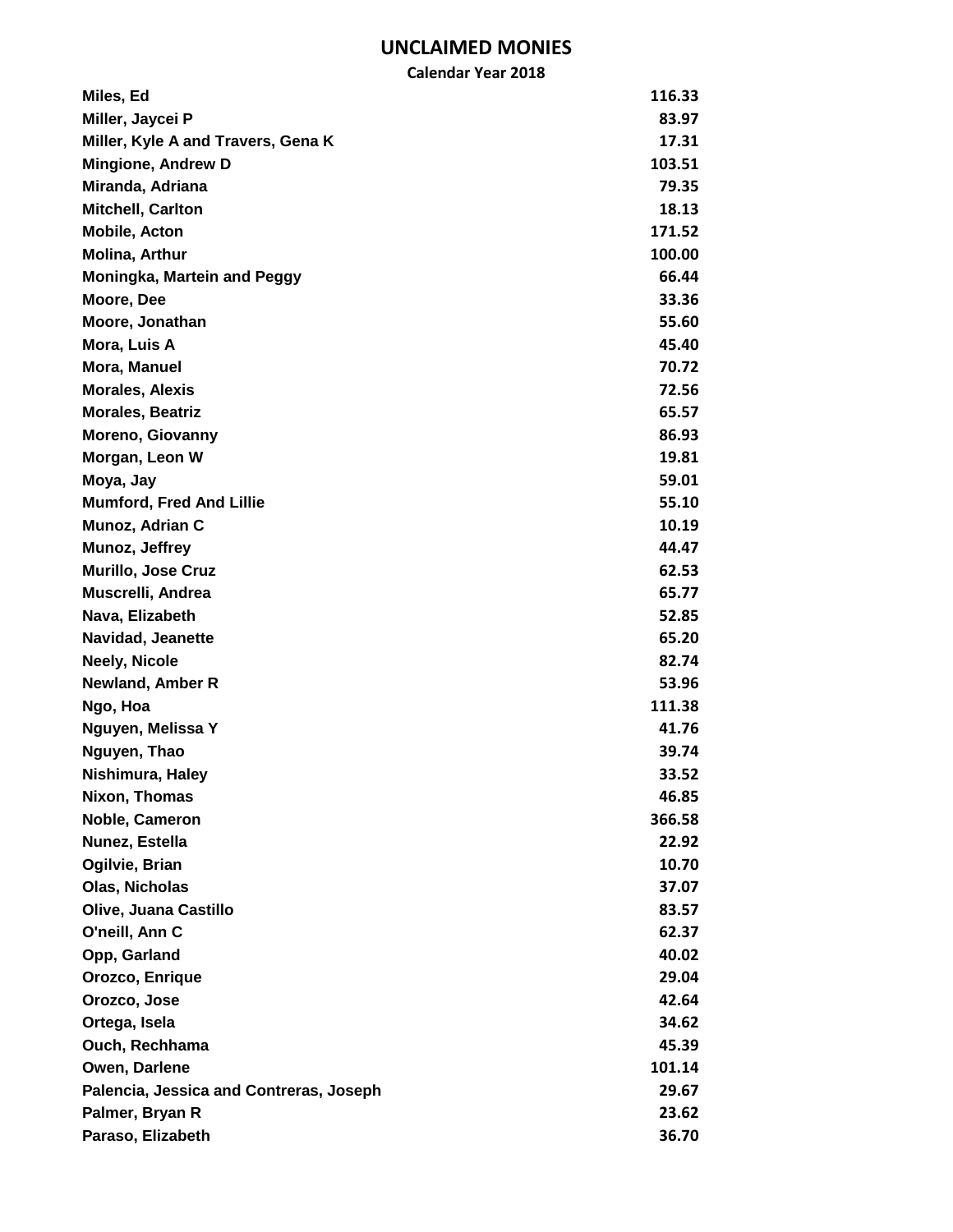# UNCLAIMED MONIES

**Calendar Year 2018**

| Name | Amount |
|---|---|
| Miles, Ed | 116.33 |
| Miller, Jaycei P | 83.97 |
| Miller, Kyle A and Travers, Gena K | 17.31 |
| Mingione, Andrew D | 103.51 |
| Miranda, Adriana | 79.35 |
| Mitchell, Carlton | 18.13 |
| Mobile, Acton | 171.52 |
| Molina, Arthur | 100.00 |
| Moningka, Martein and Peggy | 66.44 |
| Moore, Dee | 33.36 |
| Moore, Jonathan | 55.60 |
| Mora, Luis A | 45.40 |
| Mora, Manuel | 70.72 |
| Morales, Alexis | 72.56 |
| Morales, Beatriz | 65.57 |
| Moreno, Giovanny | 86.93 |
| Morgan, Leon W | 19.81 |
| Moya, Jay | 59.01 |
| Mumford, Fred And Lillie | 55.10 |
| Munoz, Adrian C | 10.19 |
| Munoz, Jeffrey | 44.47 |
| Murillo, Jose Cruz | 62.53 |
| Muscrelli, Andrea | 65.77 |
| Nava, Elizabeth | 52.85 |
| Navidad, Jeanette | 65.20 |
| Neely, Nicole | 82.74 |
| Newland, Amber R | 53.96 |
| Ngo, Hoa | 111.38 |
| Nguyen, Melissa Y | 41.76 |
| Nguyen, Thao | 39.74 |
| Nishimura, Haley | 33.52 |
| Nixon, Thomas | 46.85 |
| Noble, Cameron | 366.58 |
| Nunez, Estella | 22.92 |
| Ogilvie, Brian | 10.70 |
| Olas, Nicholas | 37.07 |
| Olive, Juana Castillo | 83.57 |
| O'neill, Ann C | 62.37 |
| Opp, Garland | 40.02 |
| Orozco, Enrique | 29.04 |
| Orozco, Jose | 42.64 |
| Ortega, Isela | 34.62 |
| Ouch, Rechhama | 45.39 |
| Owen, Darlene | 101.14 |
| Palencia, Jessica and Contreras, Joseph | 29.67 |
| Palmer, Bryan R | 23.62 |
| Paraso, Elizabeth | 36.70 |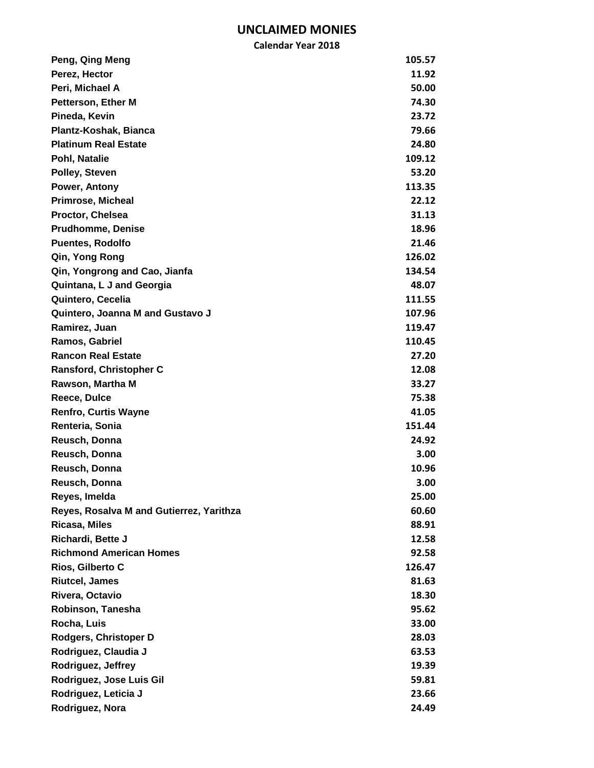# UNCLAIMED MONIES

**Calendar Year 2018**

| Name | Amount |
|---|---|
| Peng, Qing Meng | 105.57 |
| Perez, Hector | 11.92 |
| Peri, Michael A | 50.00 |
| Petterson, Ether M | 74.30 |
| Pineda, Kevin | 23.72 |
| Plantz-Koshak, Bianca | 79.66 |
| Platinum Real Estate | 24.80 |
| Pohl, Natalie | 109.12 |
| Polley, Steven | 53.20 |
| Power, Antony | 113.35 |
| Primrose, Micheal | 22.12 |
| Proctor, Chelsea | 31.13 |
| Prudhomme, Denise | 18.96 |
| Puentes, Rodolfo | 21.46 |
| Qin, Yong Rong | 126.02 |
| Qin, Yongrong and Cao, Jianfa | 134.54 |
| Quintana, L J and Georgia | 48.07 |
| Quintero, Cecelia | 111.55 |
| Quintero, Joanna M and Gustavo J | 107.96 |
| Ramirez, Juan | 119.47 |
| Ramos, Gabriel | 110.45 |
| Rancon Real Estate | 27.20 |
| Ransford, Christopher C | 12.08 |
| Rawson, Martha M | 33.27 |
| Reece, Dulce | 75.38 |
| Renfro, Curtis Wayne | 41.05 |
| Renteria, Sonia | 151.44 |
| Reusch, Donna | 24.92 |
| Reusch, Donna | 3.00 |
| Reusch, Donna | 10.96 |
| Reusch, Donna | 3.00 |
| Reyes, Imelda | 25.00 |
| Reyes, Rosalva M and Gutierrez, Yarithza | 60.60 |
| Ricasa, Miles | 88.91 |
| Richardi, Bette J | 12.58 |
| Richmond American Homes | 92.58 |
| Rios, Gilberto C | 126.47 |
| Riutcel, James | 81.63 |
| Rivera, Octavio | 18.30 |
| Robinson, Tanesha | 95.62 |
| Rocha, Luis | 33.00 |
| Rodgers, Christoper D | 28.03 |
| Rodriguez, Claudia J | 63.53 |
| Rodriguez, Jeffrey | 19.39 |
| Rodriguez, Jose Luis Gil | 59.81 |
| Rodriguez, Leticia J | 23.66 |
| Rodriguez, Nora | 24.49 |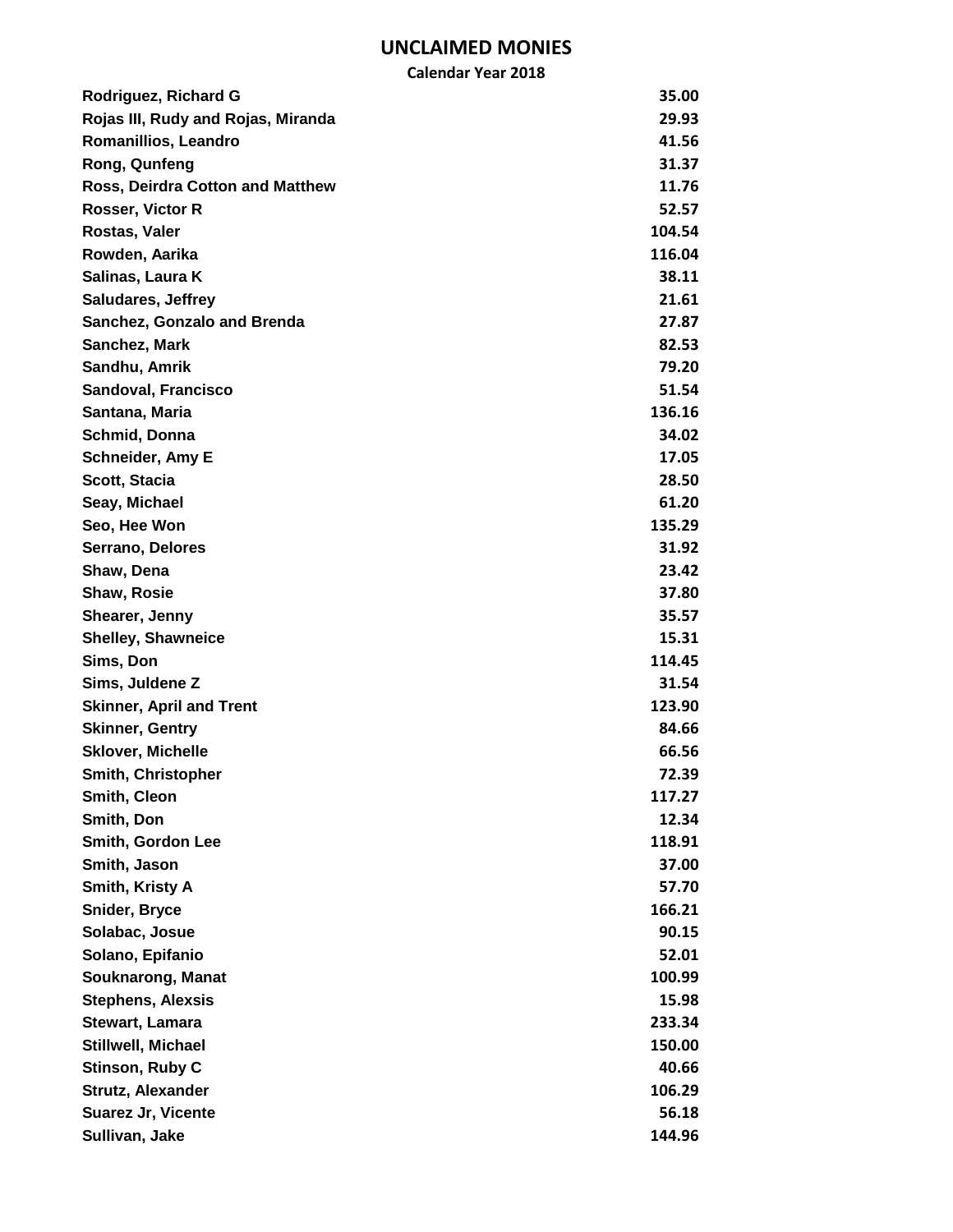# UNCLAIMED MONIES

**Calendar Year 2018**

| Name | Amount |
|---|---|
| Rodriguez, Richard G | 35.00 |
| Rojas III, Rudy and Rojas, Miranda | 29.93 |
| Romanillios, Leandro | 41.56 |
| Rong, Qunfeng | 31.37 |
| Ross, Deirdra Cotton and Matthew | 11.76 |
| Rosser, Victor R | 52.57 |
| Rostas, Valer | 104.54 |
| Rowden, Aarika | 116.04 |
| Salinas, Laura K | 38.11 |
| Saludares, Jeffrey | 21.61 |
| Sanchez, Gonzalo and Brenda | 27.87 |
| Sanchez, Mark | 82.53 |
| Sandhu, Amrik | 79.20 |
| Sandoval, Francisco | 51.54 |
| Santana, Maria | 136.16 |
| Schmid, Donna | 34.02 |
| Schneider, Amy E | 17.05 |
| Scott, Stacia | 28.50 |
| Seay, Michael | 61.20 |
| Seo, Hee Won | 135.29 |
| Serrano, Delores | 31.92 |
| Shaw, Dena | 23.42 |
| Shaw, Rosie | 37.80 |
| Shearer, Jenny | 35.57 |
| Shelley, Shawneice | 15.31 |
| Sims, Don | 114.45 |
| Sims, Juldene Z | 31.54 |
| Skinner, April and Trent | 123.90 |
| Skinner, Gentry | 84.66 |
| Sklover, Michelle | 66.56 |
| Smith, Christopher | 72.39 |
| Smith, Cleon | 117.27 |
| Smith, Don | 12.34 |
| Smith, Gordon Lee | 118.91 |
| Smith, Jason | 37.00 |
| Smith, Kristy A | 57.70 |
| Snider, Bryce | 166.21 |
| Solabac, Josue | 90.15 |
| Solano, Epifanio | 52.01 |
| Souknarong, Manat | 100.99 |
| Stephens, Alexsis | 15.98 |
| Stewart, Lamara | 233.34 |
| Stillwell, Michael | 150.00 |
| Stinson, Ruby C | 40.66 |
| Strutz, Alexander | 106.29 |
| Suarez Jr, Vicente | 56.18 |
| Sullivan, Jake | 144.96 |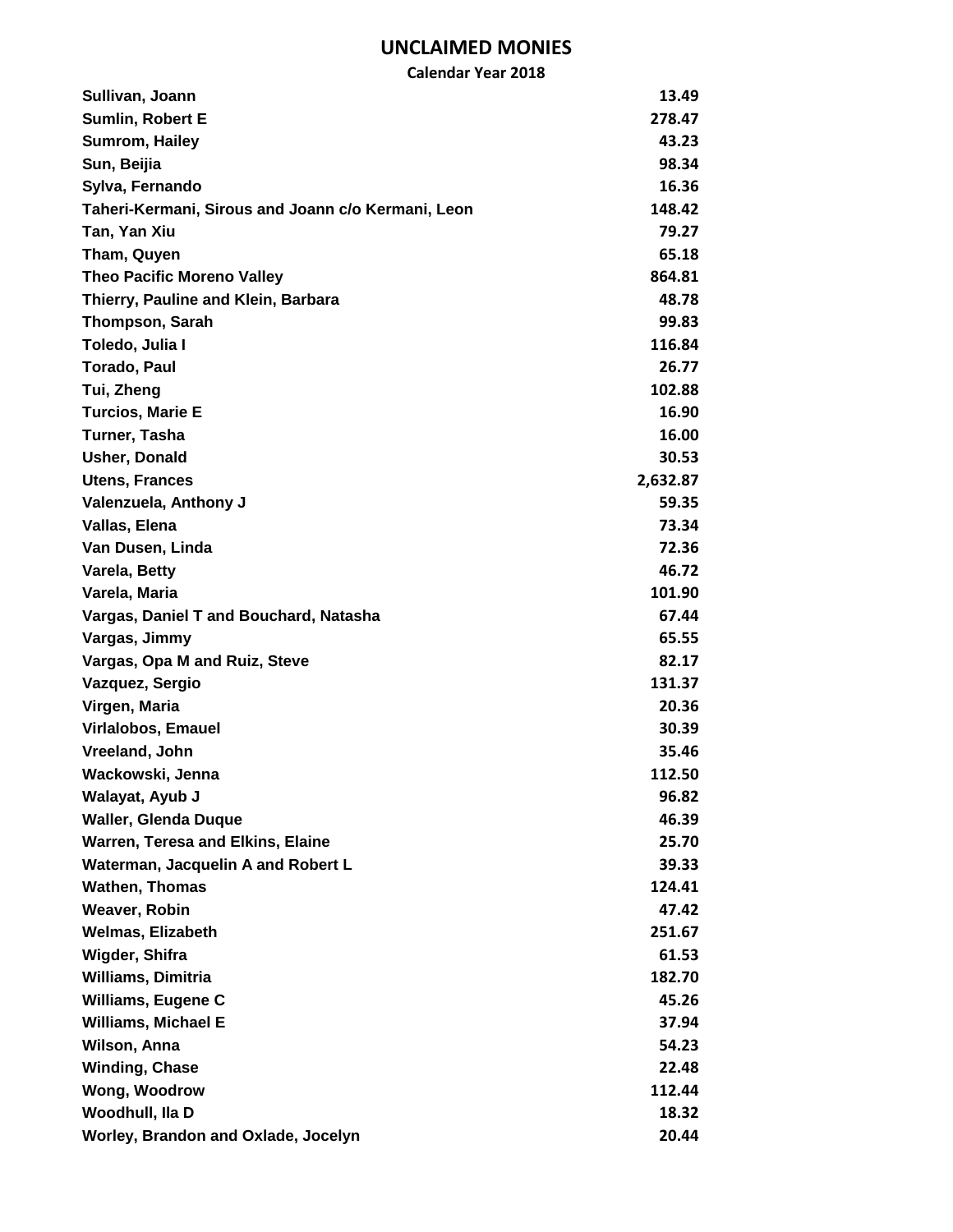# UNCLAIMED MONIES

**Calendar Year 2018**

| Name | Amount |
|---|---|
| Sullivan, Joann | 13.49 |
| Sumlin, Robert E | 278.47 |
| Sumrom, Hailey | 43.23 |
| Sun, Beijia | 98.34 |
| Sylva, Fernando | 16.36 |
| Taheri-Kermani, Sirous and Joann c/o Kermani, Leon | 148.42 |
| Tan, Yan Xiu | 79.27 |
| Tham, Quyen | 65.18 |
| Theo Pacific Moreno Valley | 864.81 |
| Thierry, Pauline and Klein, Barbara | 48.78 |
| Thompson, Sarah | 99.83 |
| Toledo, Julia I | 116.84 |
| Torado, Paul | 26.77 |
| Tui, Zheng | 102.88 |
| Turcios, Marie E | 16.90 |
| Turner, Tasha | 16.00 |
| Usher, Donald | 30.53 |
| Utens, Frances | 2,632.87 |
| Valenzuela, Anthony J | 59.35 |
| Vallas, Elena | 73.34 |
| Van Dusen, Linda | 72.36 |
| Varela, Betty | 46.72 |
| Varela, Maria | 101.90 |
| Vargas, Daniel T and Bouchard, Natasha | 67.44 |
| Vargas, Jimmy | 65.55 |
| Vargas, Opa M and Ruiz, Steve | 82.17 |
| Vazquez, Sergio | 131.37 |
| Virgen, Maria | 20.36 |
| Virlalobos, Emauel | 30.39 |
| Vreeland, John | 35.46 |
| Wackowski, Jenna | 112.50 |
| Walayat, Ayub J | 96.82 |
| Waller, Glenda Duque | 46.39 |
| Warren, Teresa and Elkins, Elaine | 25.70 |
| Waterman, Jacquelin A and Robert L | 39.33 |
| Wathen, Thomas | 124.41 |
| Weaver, Robin | 47.42 |
| Welmas, Elizabeth | 251.67 |
| Wigder, Shifra | 61.53 |
| Williams, Dimitria | 182.70 |
| Williams, Eugene C | 45.26 |
| Williams, Michael E | 37.94 |
| Wilson, Anna | 54.23 |
| Winding, Chase | 22.48 |
| Wong, Woodrow | 112.44 |
| Woodhull, Ila D | 18.32 |
| Worley, Brandon and Oxlade, Jocelyn | 20.44 |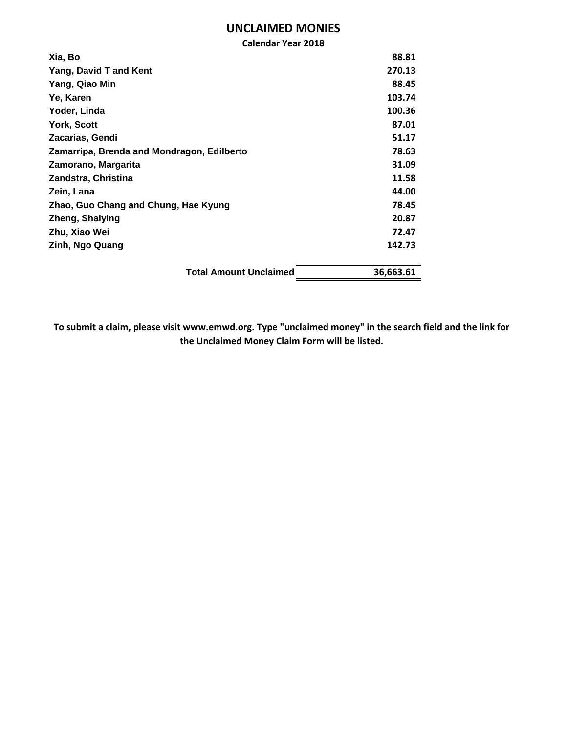## UNCLAIMED MONIES

**Calendar Year 2018**

| | |
|---|---|
| **Xia, Bo** | **88.81** |
| **Yang, David T and Kent** | **270.13** |
| **Yang, Qiao Min** | **88.45** |
| **Ye, Karen** | **103.74** |
| **Yoder, Linda** | **100.36** |
| **York, Scott** | **87.01** |
| **Zacarias, Gendi** | **51.17** |
| **Zamarripa, Brenda and Mondragon, Edilberto** | **78.63** |
| **Zamorano, Margarita** | **31.09** |
| **Zandstra, Christina** | **11.58** |
| **Zein, Lana** | **44.00** |
| **Zhao, Guo Chang and Chung, Hae Kyung** | **78.45** |
| **Zheng, Shalying** | **20.87** |
| **Zhu, Xiao Wei** | **72.47** |
| **Zinh, Ngo Quang** | **142.73** |
| **Total Amount Unclaimed** | **36,663.61** |

**To submit a claim, please visit www.emwd.org. Type "unclaimed money" in the search field and the link for the Unclaimed Money Claim Form will be listed.**